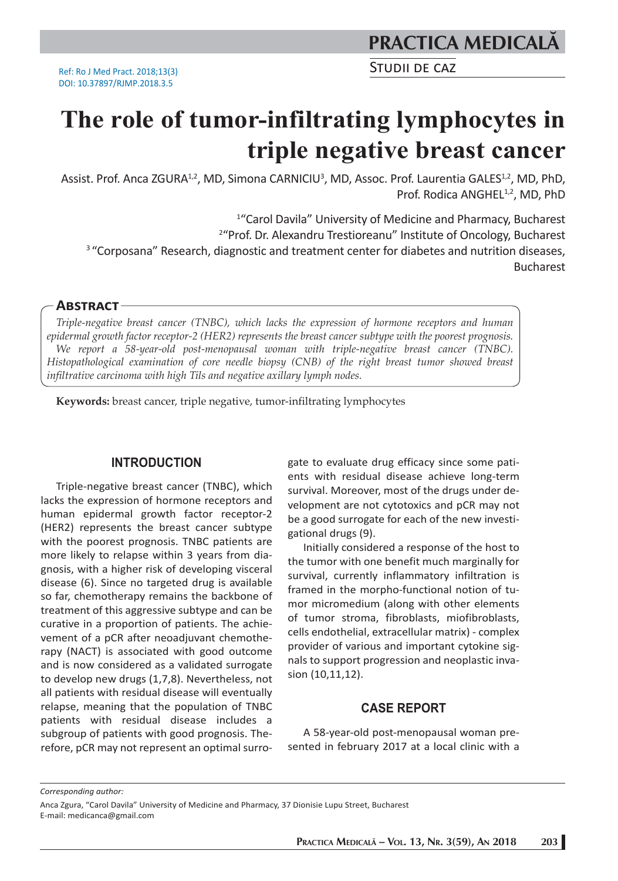Ref: Ro J Med Pract. 2018;13(3)
DOI: 10.37897/RJMP.2018.3.5

Studii de caz

# The role of tumor-infiltrating lymphocytes in triple negative breast cancer

Assist. Prof. Anca ZGURA[1,2], MD, Simona CARNICIU[3], MD, Assoc. Prof. Laurentia GALES[1,2], MD, PhD, Prof. Rodica ANGHEL[1,2], MD, PhD

[1]"Carol Davila" University of Medicine and Pharmacy, Bucharest
[2]"Prof. Dr. Alexandru Trestioreanu" Institute of Oncology, Bucharest
[3] "Corposana" Research, diagnostic and treatment center for diabetes and nutrition diseases, Bucharest

## Abstract

*Triple-negative breast cancer (TNBC), which lacks the expression of hormone receptors and human epidermal growth factor receptor-2 (HER2) represents the breast cancer subtype with the poorest prognosis. We report a 58-year-old post-menopausal woman with triple-negative breast cancer (TNBC). Histopathological examination of core needle biopsy (CNB) of the right breast tumor showed breast infiltrative carcinoma with high Tils and negative axillary lymph nodes.*

**Keywords:** breast cancer, triple negative, tumor-infiltrating lymphocytes

## INTRODUCTION

Triple-negative breast cancer (TNBC), which lacks the expression of hormone receptors and human epidermal growth factor receptor-2 (HER2) represents the breast cancer subtype with the poorest prognosis. TNBC patients are more likely to relapse within 3 years from diagnosis, with a higher risk of developing visceral disease (6). Since no targeted drug is available so far, chemotherapy remains the backbone of treatment of this aggressive subtype and can be curative in a proportion of patients. The achievement of a pCR after neoadjuvant chemotherapy (NACT) is associated with good outcome and is now considered as a validated surrogate to develop new drugs (1,7,8). Nevertheless, not all patients with residual disease will eventually relapse, meaning that the population of TNBC patients with residual disease includes a subgroup of patients with good prognosis. Therefore, pCR may not represent an optimal surrogate to evaluate drug efficacy since some patients with residual disease achieve long-term survival. Moreover, most of the drugs under development are not cytotoxics and pCR may not be a good surrogate for each of the new investigational drugs (9).

Initially considered a response of the host to the tumor with one benefit much marginally for survival, currently inflammatory infiltration is framed in the morpho-functional notion of tumor micromedium (along with other elements of tumor stroma, fibroblasts, miofibroblasts, cells endothelial, extracellular matrix) - complex provider of various and important cytokine signals to support progression and neoplastic invasion (10,11,12).

## CASE REPORT

A 58-year-old post-menopausal woman presented in february 2017 at a local clinic with a

*Corresponding author:*

Anca Zgura, "Carol Davila" University of Medicine and Pharmacy, 37 Dionisie Lupu Street, Bucharest
E-mail: medicanca@gmail.com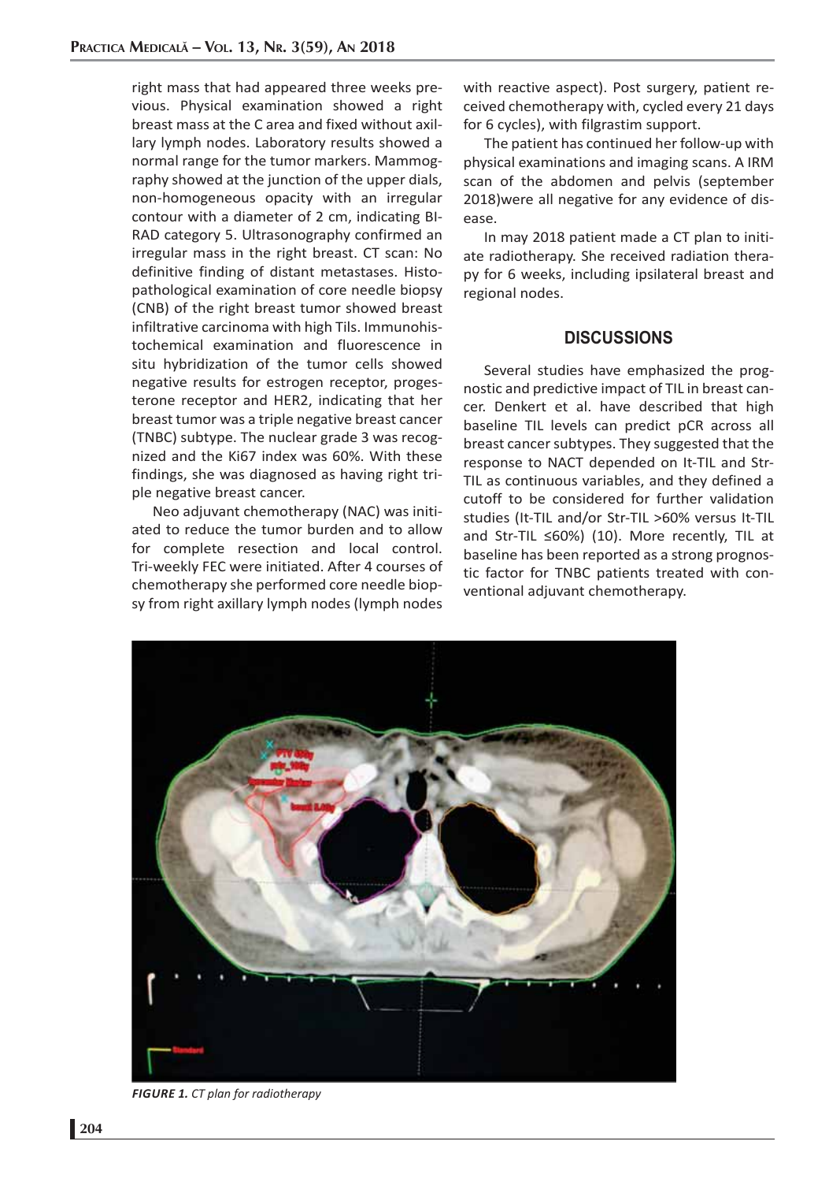right mass that had appeared three weeks previous. Physical examination showed a right breast mass at the C area and fixed without axillary lymph nodes. Laboratory results showed a normal range for the tumor markers. Mammography showed at the junction of the upper dials, non-homogeneous opacity with an irregular contour with a diameter of 2 cm, indicating BI-RAD category 5. Ultrasonography confirmed an irregular mass in the right breast. CT scan: No definitive finding of distant metastases. Histopathological examination of core needle biopsy (CNB) of the right breast tumor showed breast infiltrative carcinoma with high Tils. Immunohistochemical examination and fluorescence in situ hybridization of the tumor cells showed negative results for estrogen receptor, progesterone receptor and HER2, indicating that her breast tumor was a triple negative breast cancer (TNBC) subtype. The nuclear grade 3 was recognized and the Ki67 index was 60%. With these findings, she was diagnosed as having right triple negative breast cancer.

Neo adjuvant chemotherapy (NAC) was initiated to reduce the tumor burden and to allow for complete resection and local control. Tri-weekly FEC were initiated. After 4 courses of chemotherapy she performed core needle biopsy from right axillary lymph nodes (lymph nodes with reactive aspect). Post surgery, patient received chemotherapy with, cycled every 21 days for 6 cycles), with filgrastim support.

The patient has continued her follow-up with physical examinations and imaging scans. A IRM scan of the abdomen and pelvis (september 2018)were all negative for any evidence of disease.

In may 2018 patient made a CT plan to initiate radiotherapy. She received radiation therapy for 6 weeks, including ipsilateral breast and regional nodes.

## DISCUSSIONS

Several studies have emphasized the prognostic and predictive impact of TIL in breast cancer. Denkert et al. have described that high baseline TIL levels can predict pCR across all breast cancer subtypes. They suggested that the response to NACT depended on It-TIL and Str-TIL as continuous variables, and they defined a cutoff to be considered for further validation studies (It-TIL and/or Str-TIL >60% versus It-TIL and Str-TIL ≤60%) (10). More recently, TIL at baseline has been reported as a strong prognostic factor for TNBC patients treated with conventional adjuvant chemotherapy.

*FIGURE 1. CT plan for radiotherapy*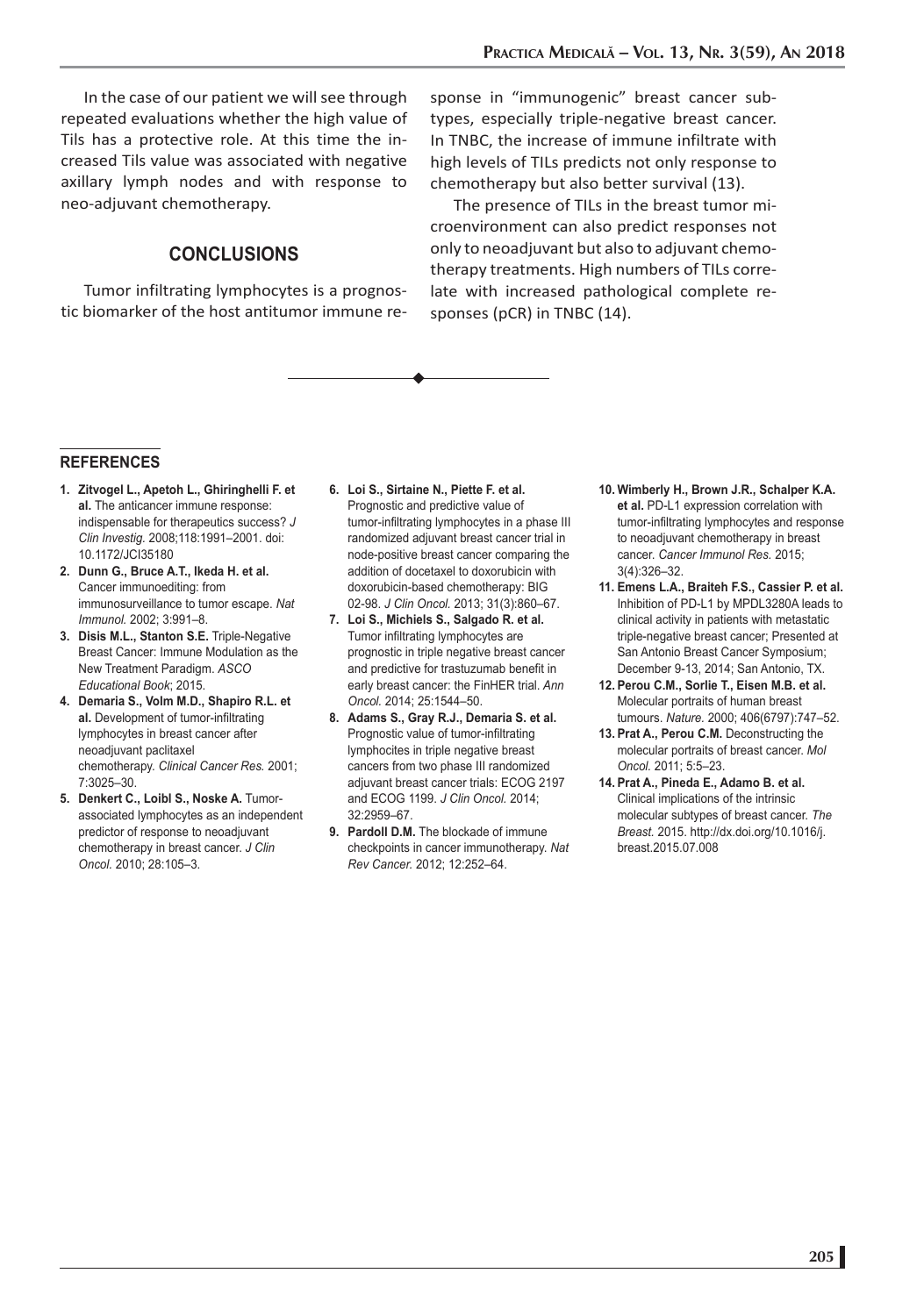In the case of our patient we will see through repeated evaluations whether the high value of Tils has a protective role. At this time the increased Tils value was associated with negative axillary lymph nodes and with response to neo-adjuvant chemotherapy.

## CONCLUSIONS

Tumor infiltrating lymphocytes is a prognostic biomarker of the host antitumor immune response in "immunogenic" breast cancer subtypes, especially triple-negative breast cancer. In TNBC, the increase of immune infiltrate with high levels of TILs predicts not only response to chemotherapy but also better survival (13).

The presence of TILs in the breast tumor microenvironment can also predict responses not only to neoadjuvant but also to adjuvant chemotherapy treatments. High numbers of TILs correlate with increased pathological complete responses (pCR) in TNBC (14).

## REFERENCES

1. **Zitvogel L., Apetoh L., Ghiringhelli F. et al.** The anticancer immune response: indispensable for therapeutics success? *J Clin Investig.* 2008;118:1991–2001. doi: 10.1172/JCI35180
2. **Dunn G., Bruce A.T., Ikeda H. et al.** Cancer immunoediting: from immunosurveillance to tumor escape. *Nat Immunol.* 2002; 3:991–8.
3. **Disis M.L., Stanton S.E.** Triple-Negative Breast Cancer: Immune Modulation as the New Treatment Paradigm. *ASCO Educational Book*; 2015.
4. **Demaria S., Volm M.D., Shapiro R.L. et al.** Development of tumor-infiltrating lymphocytes in breast cancer after neoadjuvant paclitaxel chemotherapy. *Clinical Cancer Res.* 2001; 7:3025–30.
5. **Denkert C., Loibl S., Noske A.** Tumor-associated lymphocytes as an independent predictor of response to neoadjuvant chemotherapy in breast cancer. *J Clin Oncol.* 2010; 28:105–3.
6. **Loi S., Sirtaine N., Piette F. et al.** Prognostic and predictive value of tumor-infiltrating lymphocytes in a phase III randomized adjuvant breast cancer trial in node-positive breast cancer comparing the addition of docetaxel to doxorubicin with doxorubicin-based chemotherapy: BIG 02-98. *J Clin Oncol.* 2013; 31(3):860–67.
7. **Loi S., Michiels S., Salgado R. et al.** Tumor infiltrating lymphocytes are prognostic in triple negative breast cancer and predictive for trastuzumab benefit in early breast cancer: the FinHER trial. *Ann Oncol.* 2014; 25:1544–50.
8. **Adams S., Gray R.J., Demaria S. et al.** Prognostic value of tumor-infiltrating lymphocites in triple negative breast cancers from two phase III randomized adjuvant breast cancer trials: ECOG 2197 and ECOG 1199. *J Clin Oncol.* 2014; 32:2959–67.
9. **Pardoll D.M.** The blockade of immune checkpoints in cancer immunotherapy. *Nat Rev Cancer.* 2012; 12:252–64.
10. **Wimberly H., Brown J.R., Schalper K.A. et al.** PD-L1 expression correlation with tumor-infiltrating lymphocytes and response to neoadjuvant chemotherapy in breast cancer. *Cancer Immunol Res.* 2015; 3(4):326–32.
11. **Emens L.A., Braiteh F.S., Cassier P. et al.** Inhibition of PD-L1 by MPDL3280A leads to clinical activity in patients with metastatic triple-negative breast cancer; Presented at San Antonio Breast Cancer Symposium; December 9-13, 2014; San Antonio, TX.
12. **Perou C.M., Sorlie T., Eisen M.B. et al.** Molecular portraits of human breast tumours. *Nature.* 2000; 406(6797):747–52.
13. **Prat A., Perou C.M.** Deconstructing the molecular portraits of breast cancer. *Mol Oncol.* 2011; 5:5–23.
14. **Prat A., Pineda E., Adamo B. et al.** Clinical implications of the intrinsic molecular subtypes of breast cancer. *The Breast.* 2015. http://dx.doi.org/10.1016/j.breast.2015.07.008